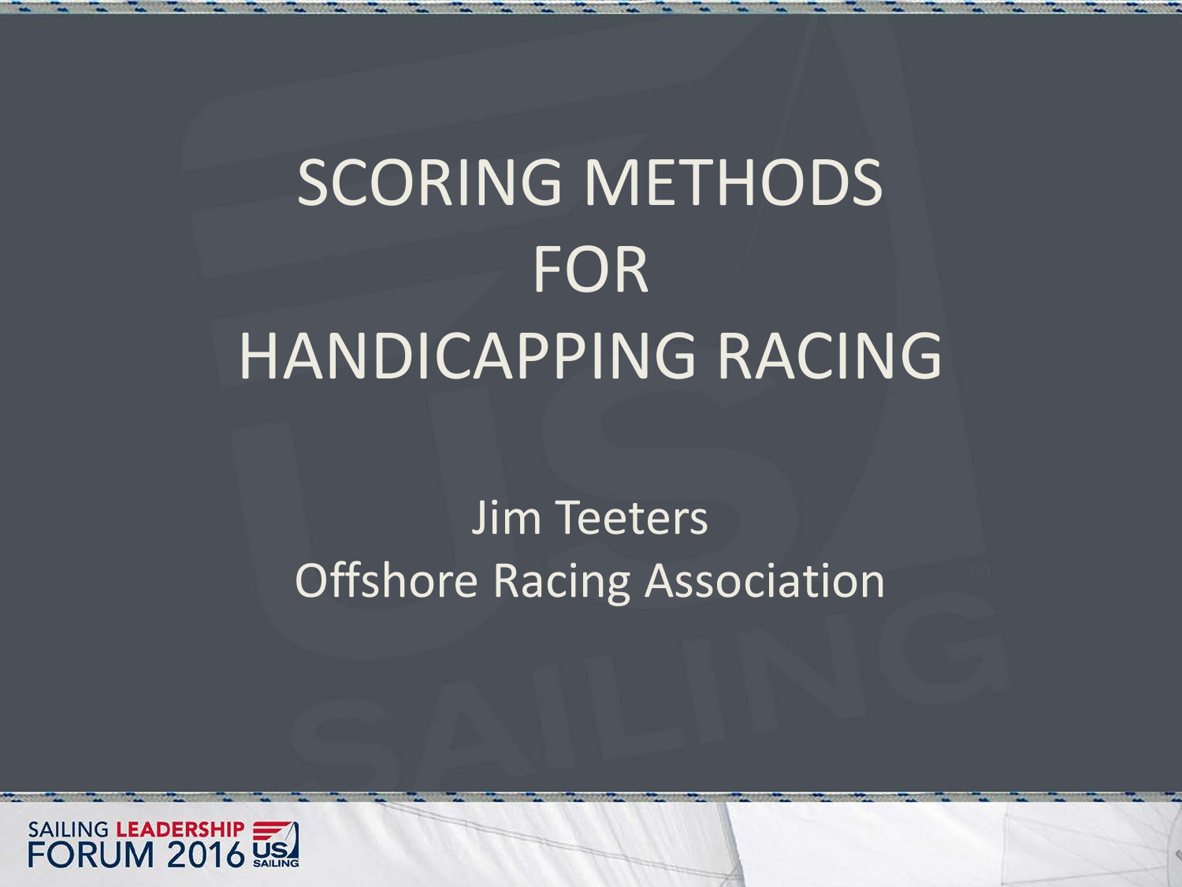# SCORING METHODS FOR HANDICAPPING RACING

Jim Teeters

Offshore Racing Association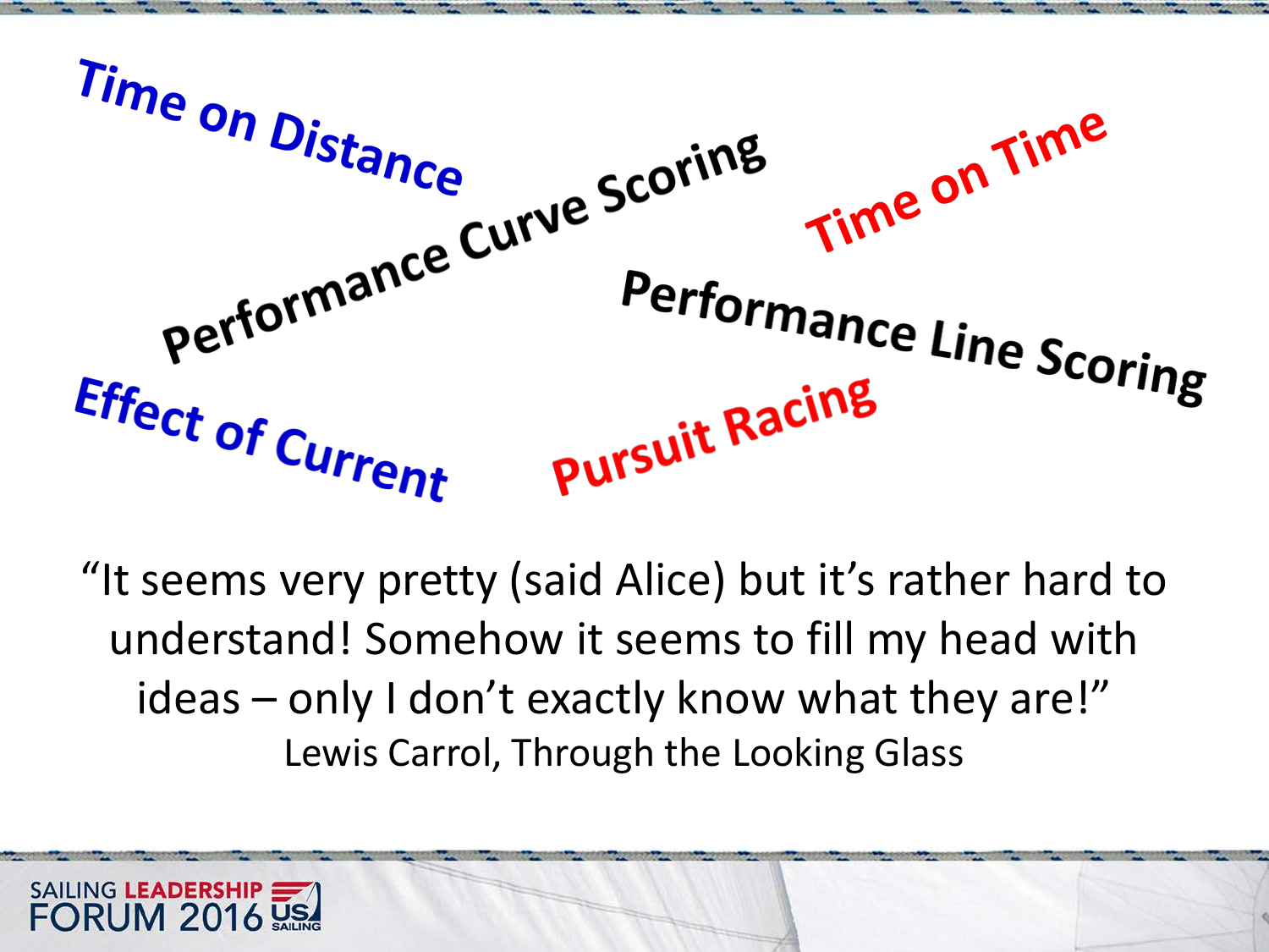Time on Distance

Performance Curve Scoring

Time on Time

Performance Line Scoring

Effect of Current

Pursuit Racing

"It seems very pretty (said Alice) but it's rather hard to understand! Somehow it seems to fill my head with ideas – only I don't exactly know what they are!"

Lewis Carrol, Through the Looking Glass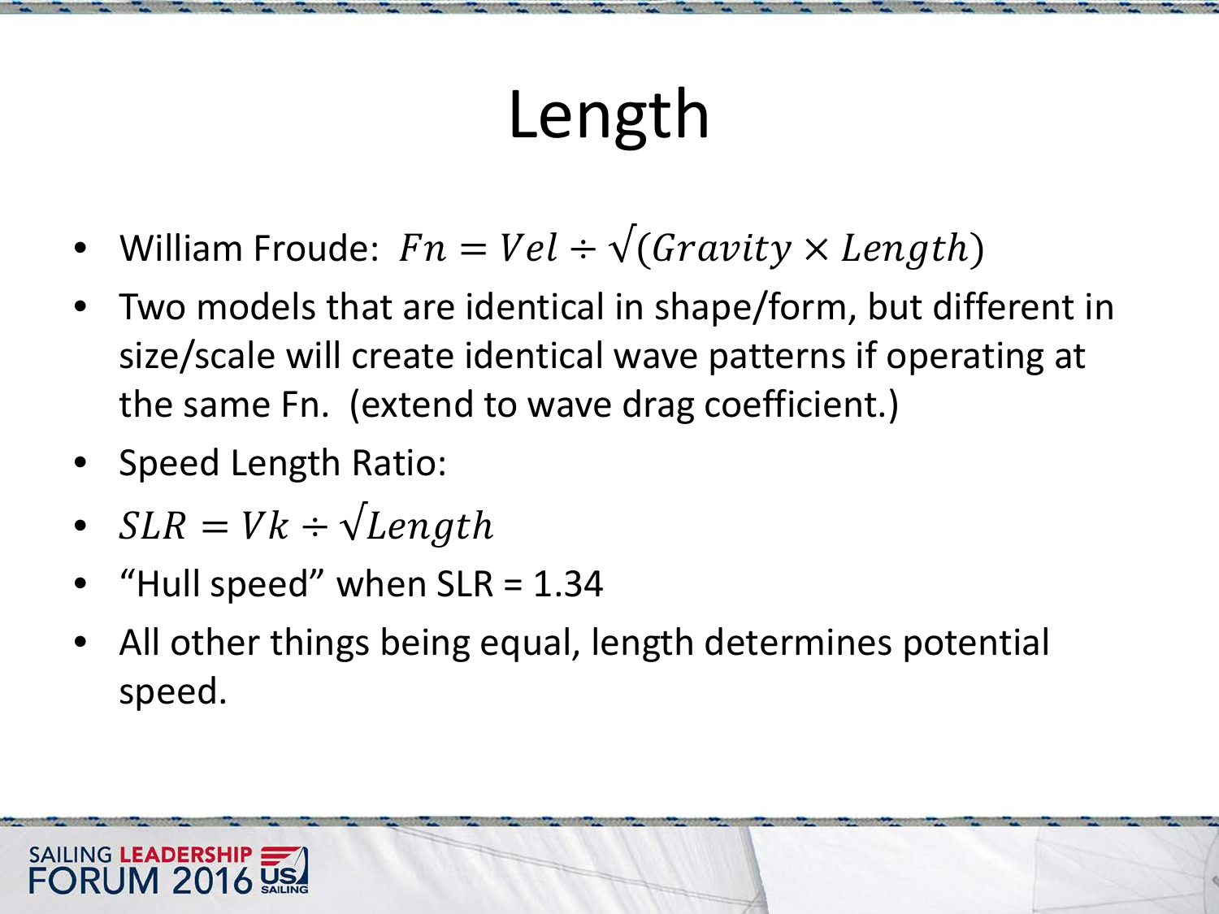# Length

- William Froude: $Fn = Vel \div \sqrt{(Gravity \times Length)}$
- Two models that are identical in shape/form, but different in size/scale will create identical wave patterns if operating at the same Fn. (extend to wave drag coefficient.)
- Speed Length Ratio:
- $SLR = Vk \div \sqrt{Length}$
- "Hull speed" when SLR = 1.34
- All other things being equal, length determines potential speed.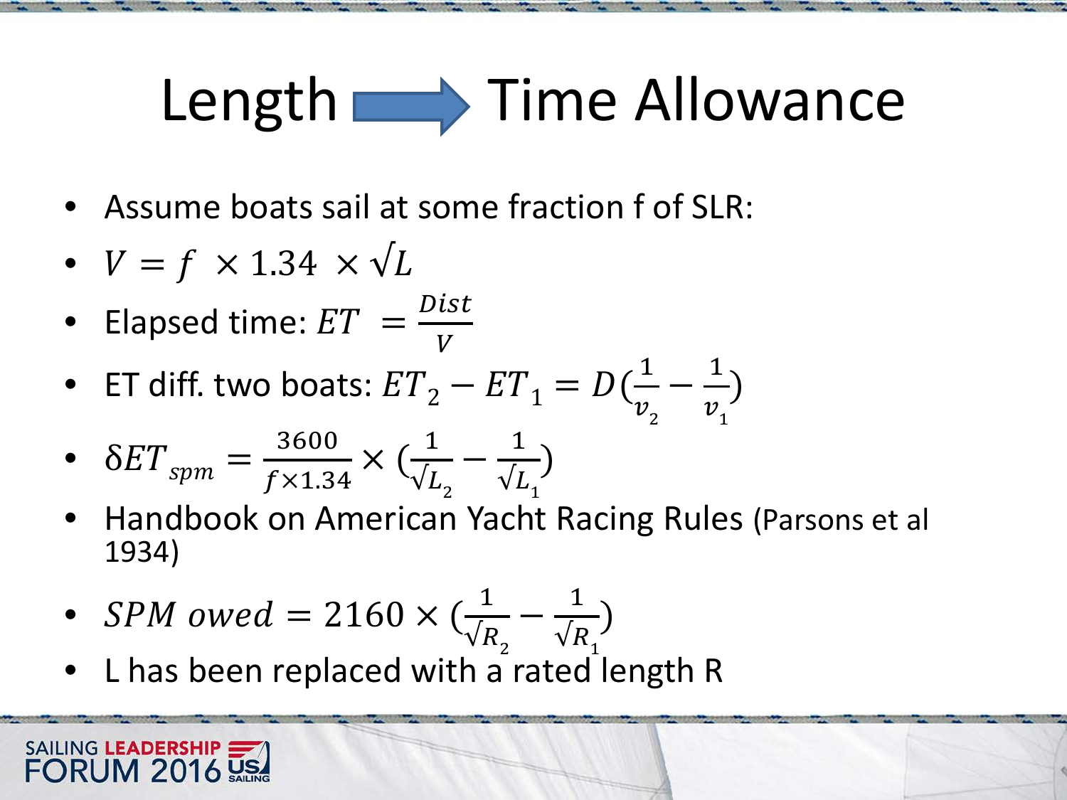# Length → Time Allowance

- Assume boats sail at some fraction f of SLR:
- $V = f \times 1.34 \times \sqrt{L}$
- Elapsed time: $ET = \frac{Dist}{V}$
- ET diff. two boats: $ET_2 - ET_1 = D(\frac{1}{v_2} - \frac{1}{v_1})$
- $\delta ET_{spm} = \frac{3600}{f \times 1.34} \times (\frac{1}{\sqrt{L_2}} - \frac{1}{\sqrt{L_1}})$
- Handbook on American Yacht Racing Rules (Parsons et al 1934)
- $SPM\ owed = 2160 \times (\frac{1}{\sqrt{R_2}} - \frac{1}{\sqrt{R_1}})$
- L has been replaced with a rated length R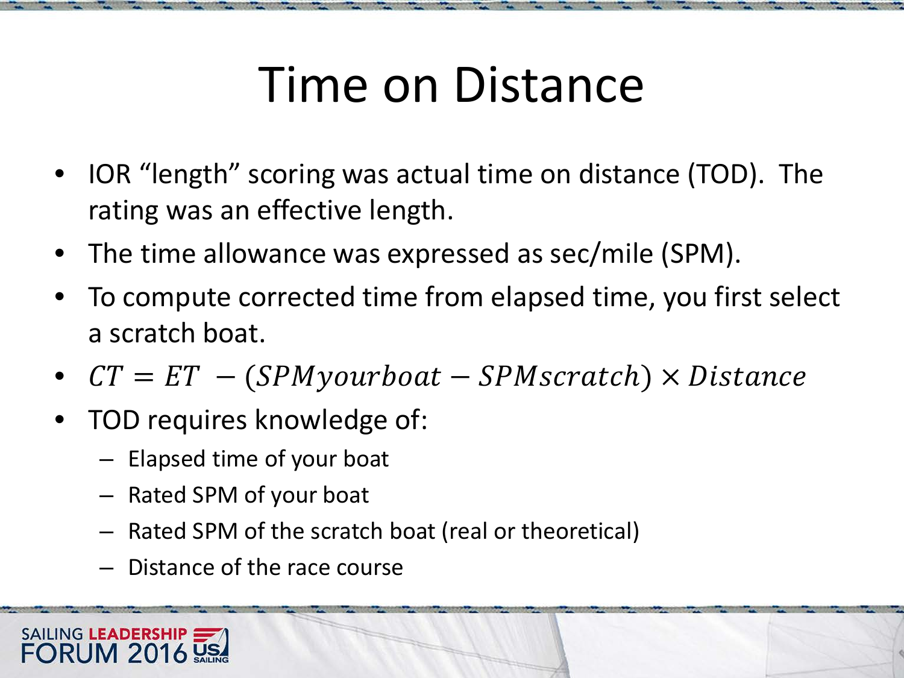# Time on Distance

- IOR "length" scoring was actual time on distance (TOD). The rating was an effective length.
- The time allowance was expressed as sec/mile (SPM).
- To compute corrected time from elapsed time, you first select a scratch boat.
- $CT = ET \; - (SPMyourboat - SPMscratch) \times Distance$
- TOD requires knowledge of:
  - Elapsed time of your boat
  - Rated SPM of your boat
  - Rated SPM of the scratch boat (real or theoretical)
  - Distance of the race course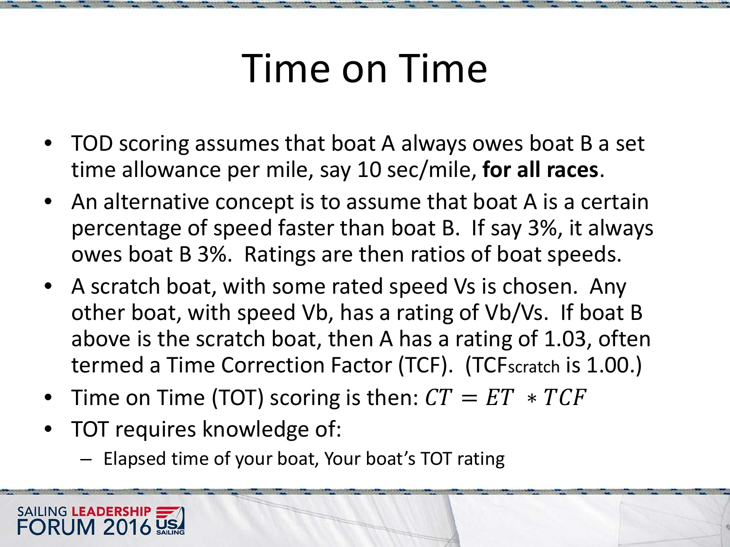# Time on Time

- TOD scoring assumes that boat A always owes boat B a set time allowance per mile, say 10 sec/mile, **for all races**.
- An alternative concept is to assume that boat A is a certain percentage of speed faster than boat B. If say 3%, it always owes boat B 3%. Ratings are then ratios of boat speeds.
- A scratch boat, with some rated speed Vs is chosen. Any other boat, with speed Vb, has a rating of Vb/Vs. If boat B above is the scratch boat, then A has a rating of 1.03, often termed a Time Correction Factor (TCF). ($TCF_{scratch}$ is 1.00.)
- Time on Time (TOT) scoring is then: $CT = ET * TCF$
- TOT requires knowledge of:
  - Elapsed time of your boat, Your boat's TOT rating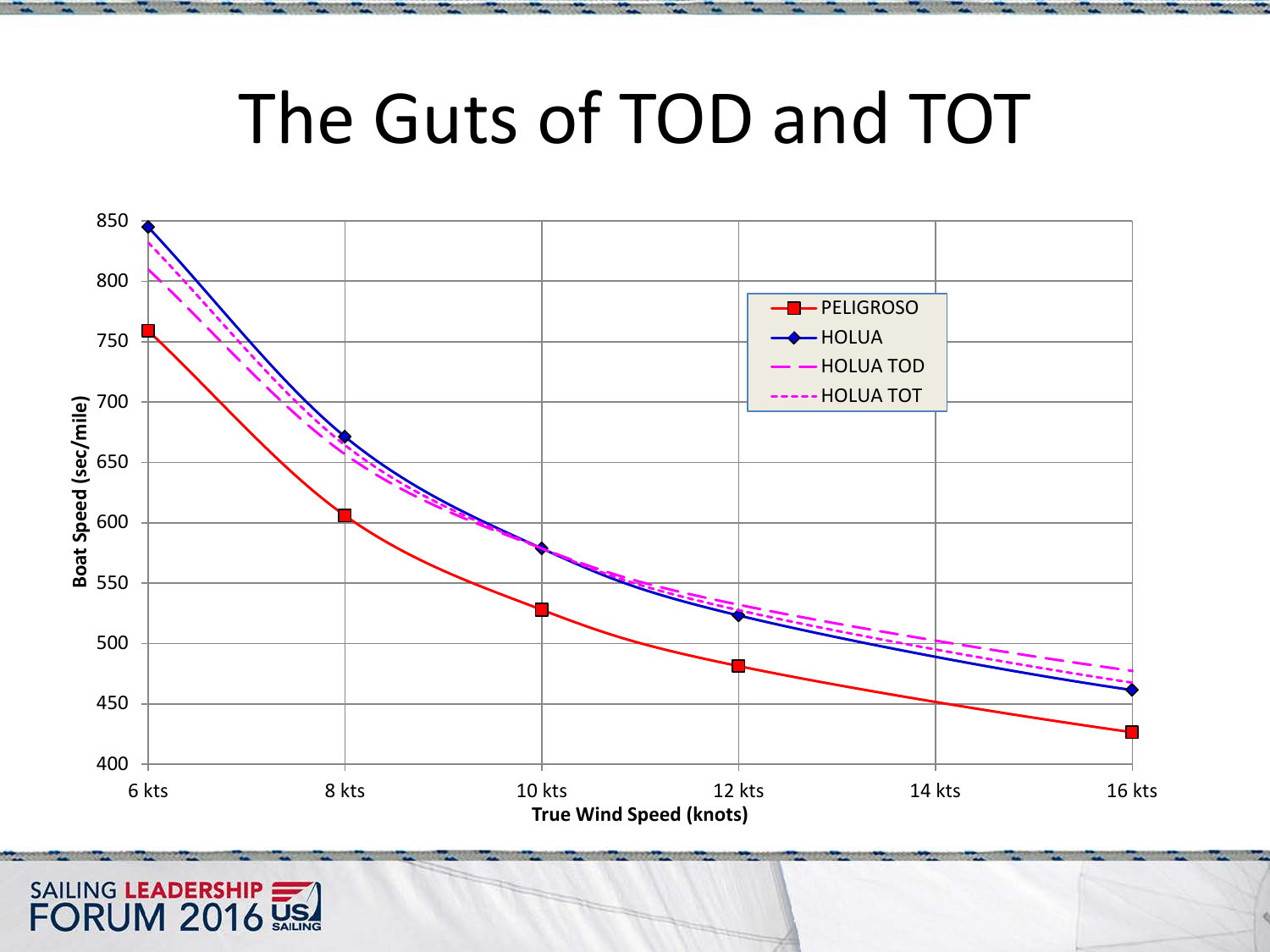# The Guts of TOD and TOT

Boat Speed (sec/mile)

850
800
750
700
650
600
550
500
450
400

6 kts 8 kts 10 kts 12 kts 14 kts 16 kts

True Wind Speed (knots)

- PELIGROSO
- HOLUA
- HOLUA TOD
- HOLUA TOT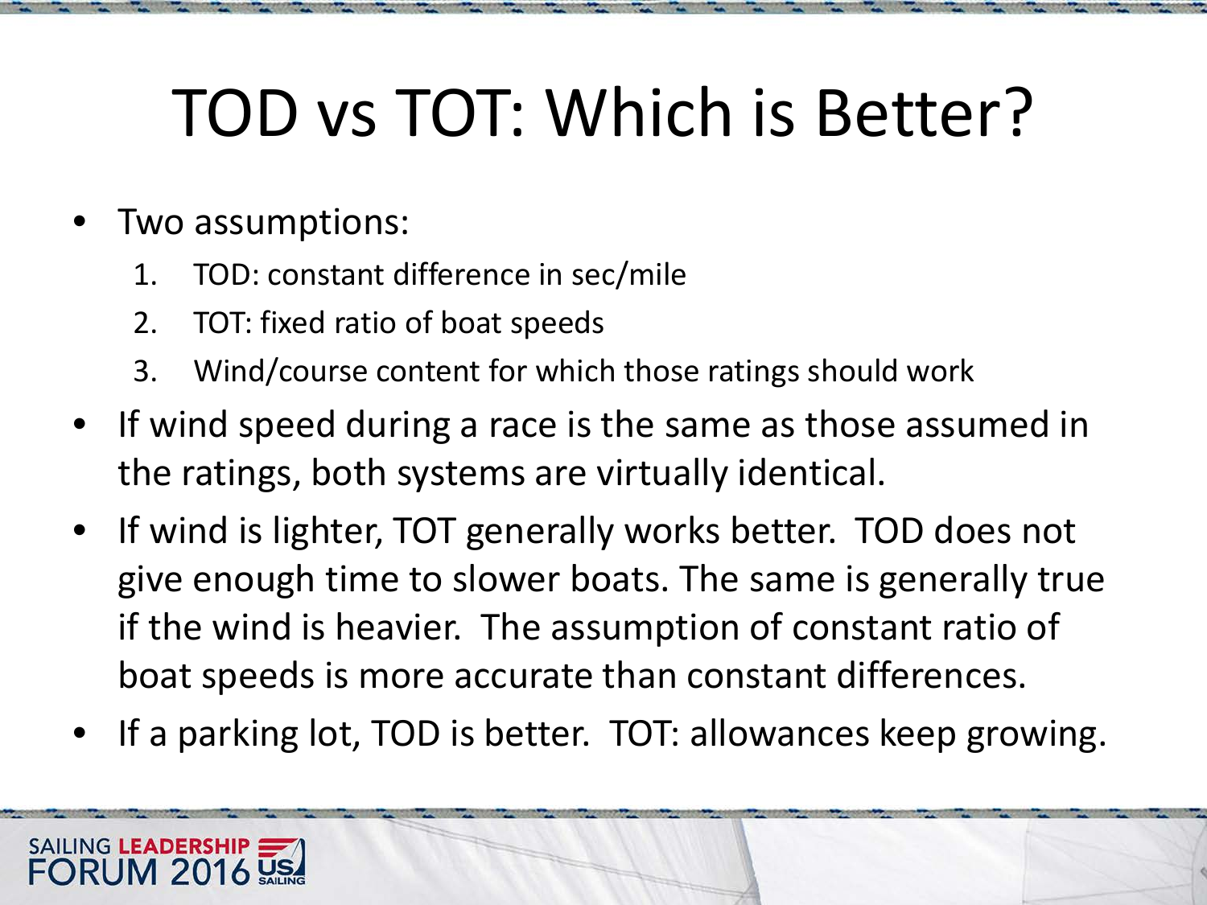# TOD vs TOT: Which is Better?

- Two assumptions:
  1. TOD: constant difference in sec/mile
  2. TOT: fixed ratio of boat speeds
  3. Wind/course content for which those ratings should work
- If wind speed during a race is the same as those assumed in the ratings, both systems are virtually identical.
- If wind is lighter, TOT generally works better. TOD does not give enough time to slower boats. The same is generally true if the wind is heavier. The assumption of constant ratio of boat speeds is more accurate than constant differences.
- If a parking lot, TOD is better. TOT: allowances keep growing.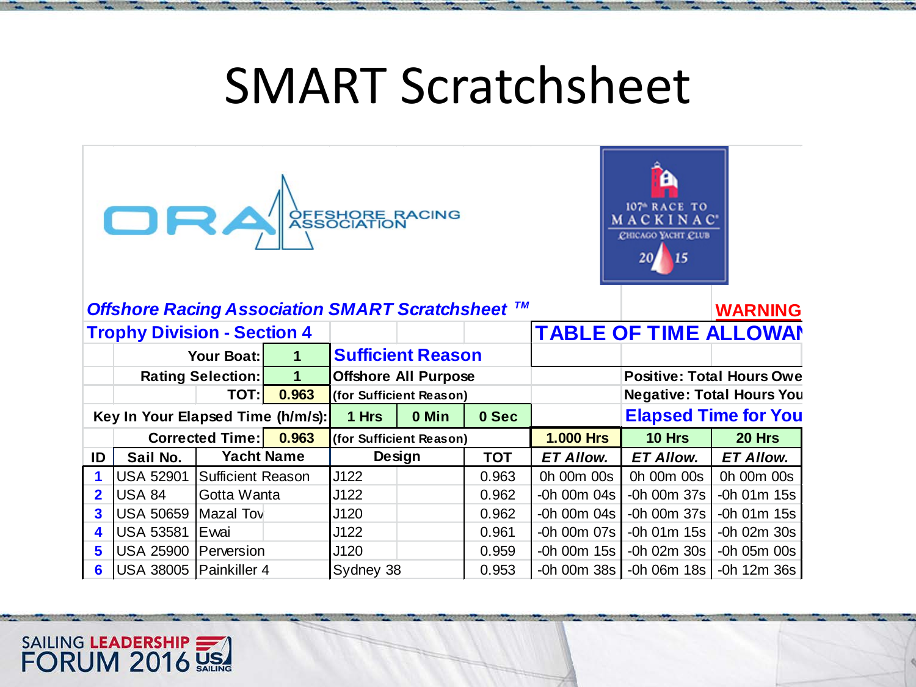# SMART Scratchsheet

ORA OFFSHORE RACING ASSOCIATION

107th RACE TO MACKINAC — CHICAGO YACHT CLUB 2015

*Offshore Racing Association SMART Scratchsheet ™*

**WARNING**

**Trophy Division - Section 4**

**TABLE OF TIME ALLOWAN**

| | | | | |
|---|---|---|---|---|
| Your Boat: | 1 | **Sufficient Reason** | | |
| Rating Selection: | 1 | Offshore All Purpose | | Positive: Total Hours Owe |
| TOT: | 0.963 | (for Sufficient Reason) | | Negative: Total Hours You |
| Key In Your Elapsed Time (h/m/s): | 1 Hrs | 0 Min | 0 Sec | **Elapsed Time for You** |
| Corrected Time: | 0.963 | (for Sufficient Reason) | | |

| ID | Sail No. | Yacht Name | Design | TOT | 1.000 Hrs ET Allow. | 10 Hrs ET Allow. | 20 Hrs ET Allow. |
|---|---|---|---|---|---|---|---|
| 1 | USA 52901 | Sufficient Reason | J122 | 0.963 | 0h 00m 00s | 0h 00m 00s | 0h 00m 00s |
| 2 | USA 84 | Gotta Wanta | J122 | 0.962 | -0h 00m 04s | -0h 00m 37s | -0h 01m 15s |
| 3 | USA 50659 | Mazal Tov | J120 | 0.962 | -0h 00m 04s | -0h 00m 37s | -0h 01m 15s |
| 4 | USA 53581 | Ewai | J122 | 0.961 | -0h 00m 07s | -0h 01m 15s | -0h 02m 30s |
| 5 | USA 25900 | Perversion | J120 | 0.959 | -0h 00m 15s | -0h 02m 30s | -0h 05m 00s |
| 6 | USA 38005 | Painkiller 4 | Sydney 38 | 0.953 | -0h 00m 38s | -0h 06m 18s | -0h 12m 36s |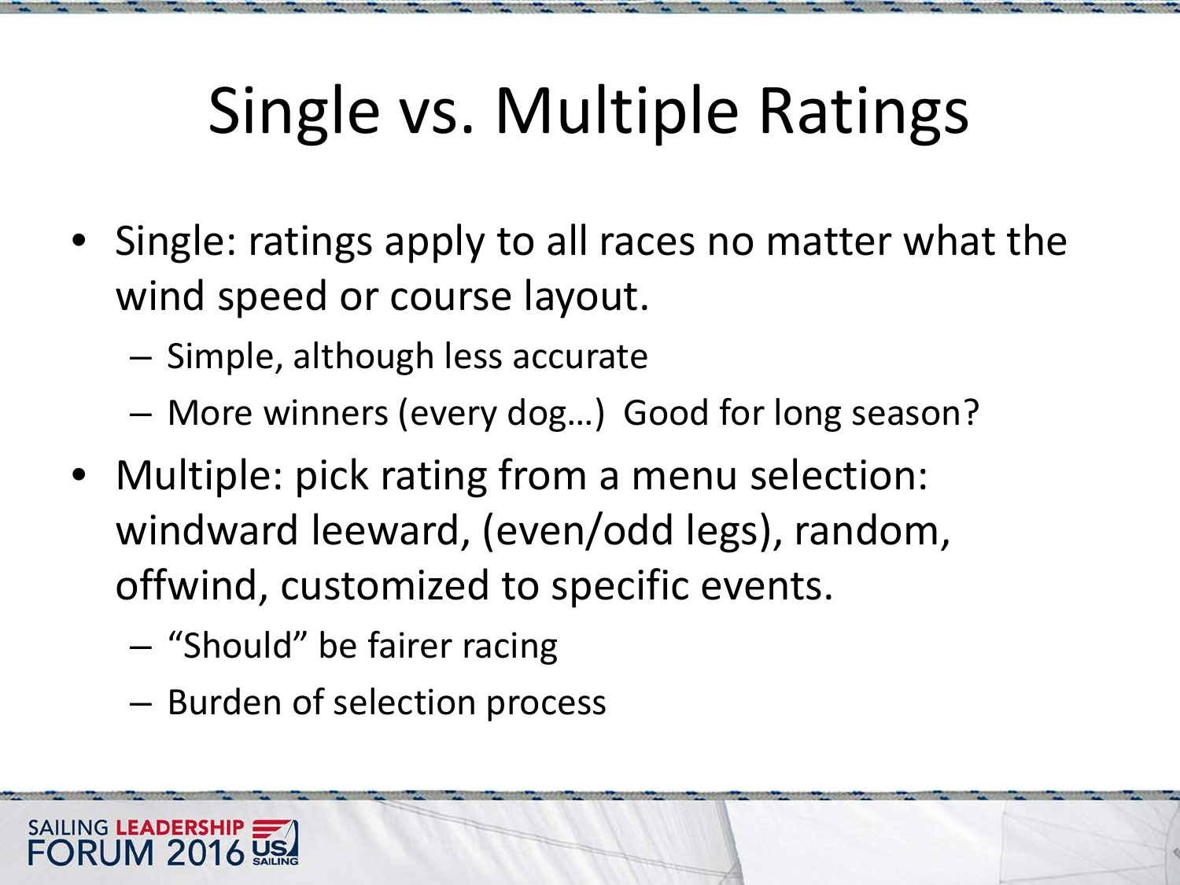# Single vs. Multiple Ratings

- Single: ratings apply to all races no matter what the wind speed or course layout.
  - Simple, although less accurate
  - More winners (every dog…) Good for long season?
- Multiple: pick rating from a menu selection: windward leeward, (even/odd legs), random, offwind, customized to specific events.
  - "Should" be fairer racing
  - Burden of selection process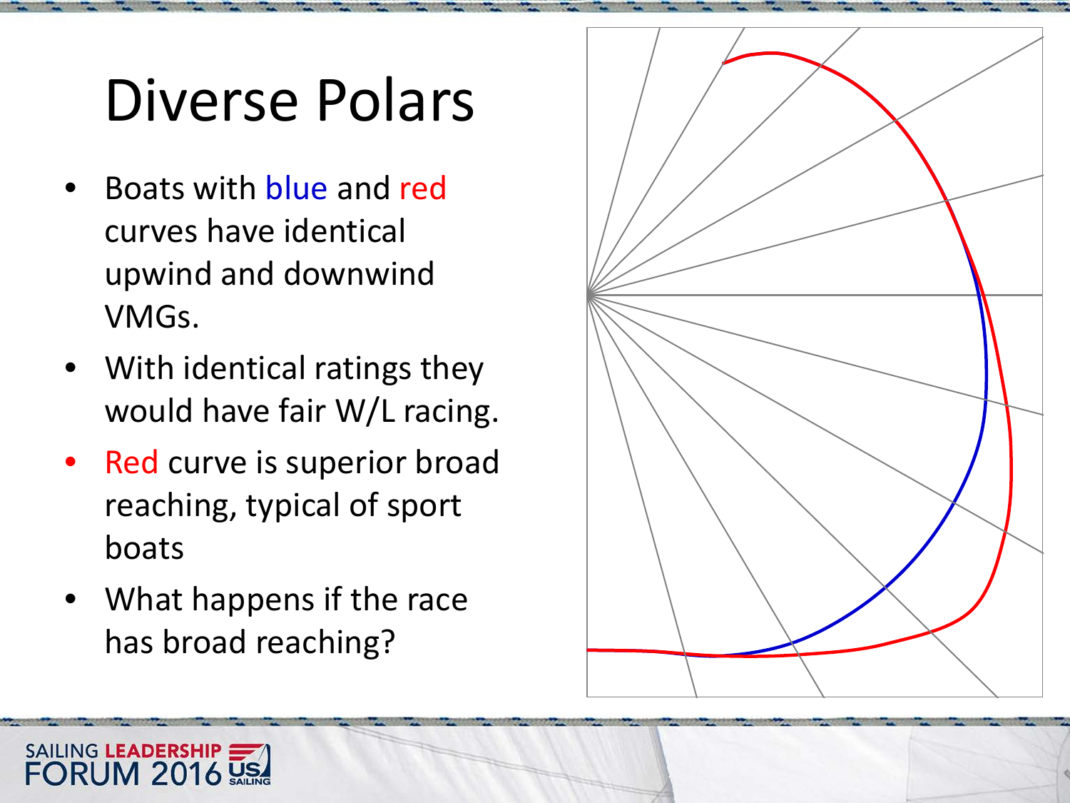# Diverse Polars

- Boats with blue and red curves have identical upwind and downwind VMGs.
- With identical ratings they would have fair W/L racing.
- Red curve is superior broad reaching, typical of sport boats
- What happens if the race has broad reaching?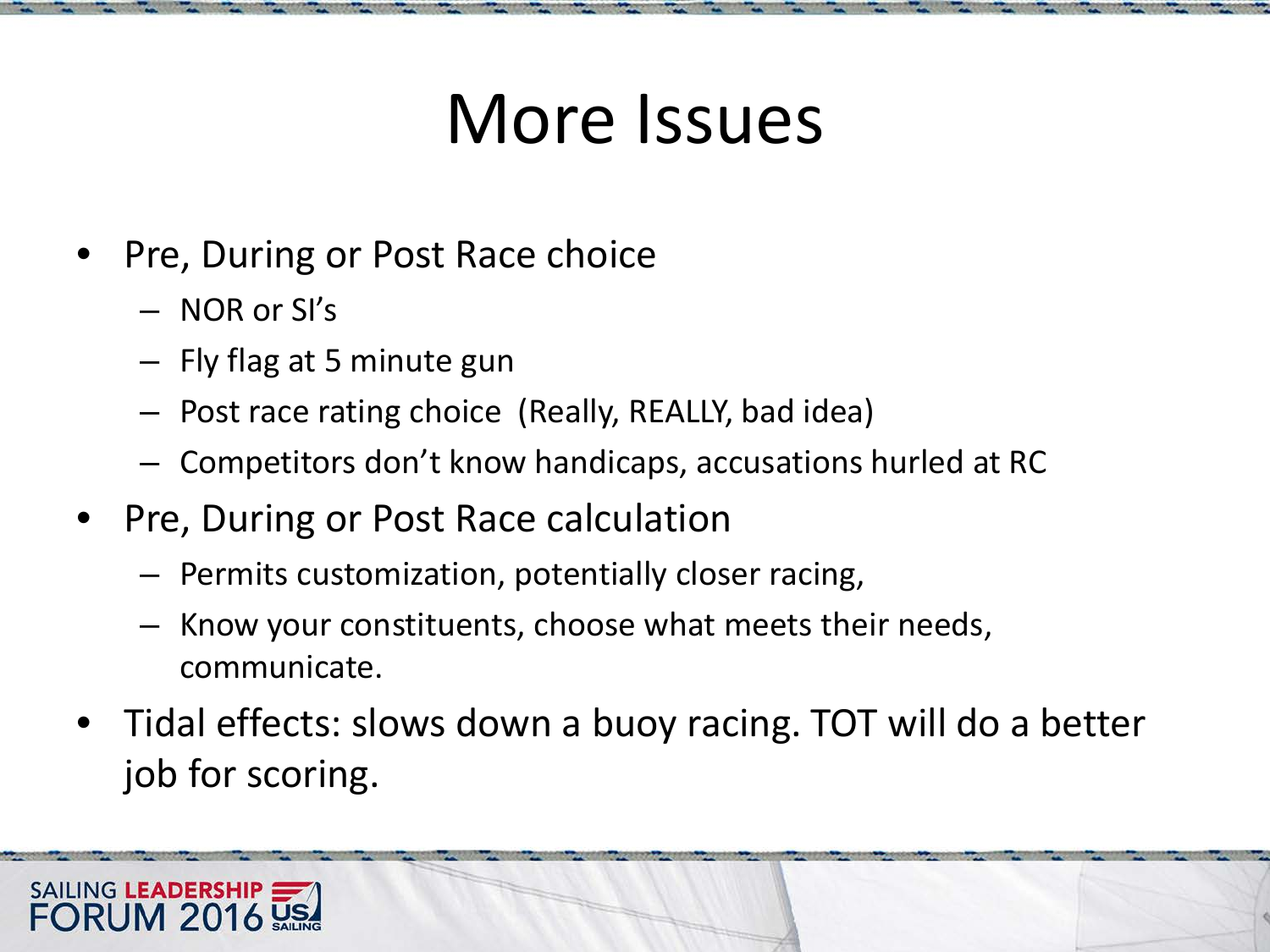# More Issues

- Pre, During or Post Race choice
  - NOR or SI's
  - Fly flag at 5 minute gun
  - Post race rating choice (Really, REALLY, bad idea)
  - Competitors don't know handicaps, accusations hurled at RC
- Pre, During or Post Race calculation
  - Permits customization, potentially closer racing,
  - Know your constituents, choose what meets their needs, communicate.
- Tidal effects: slows down a buoy racing. TOT will do a better job for scoring.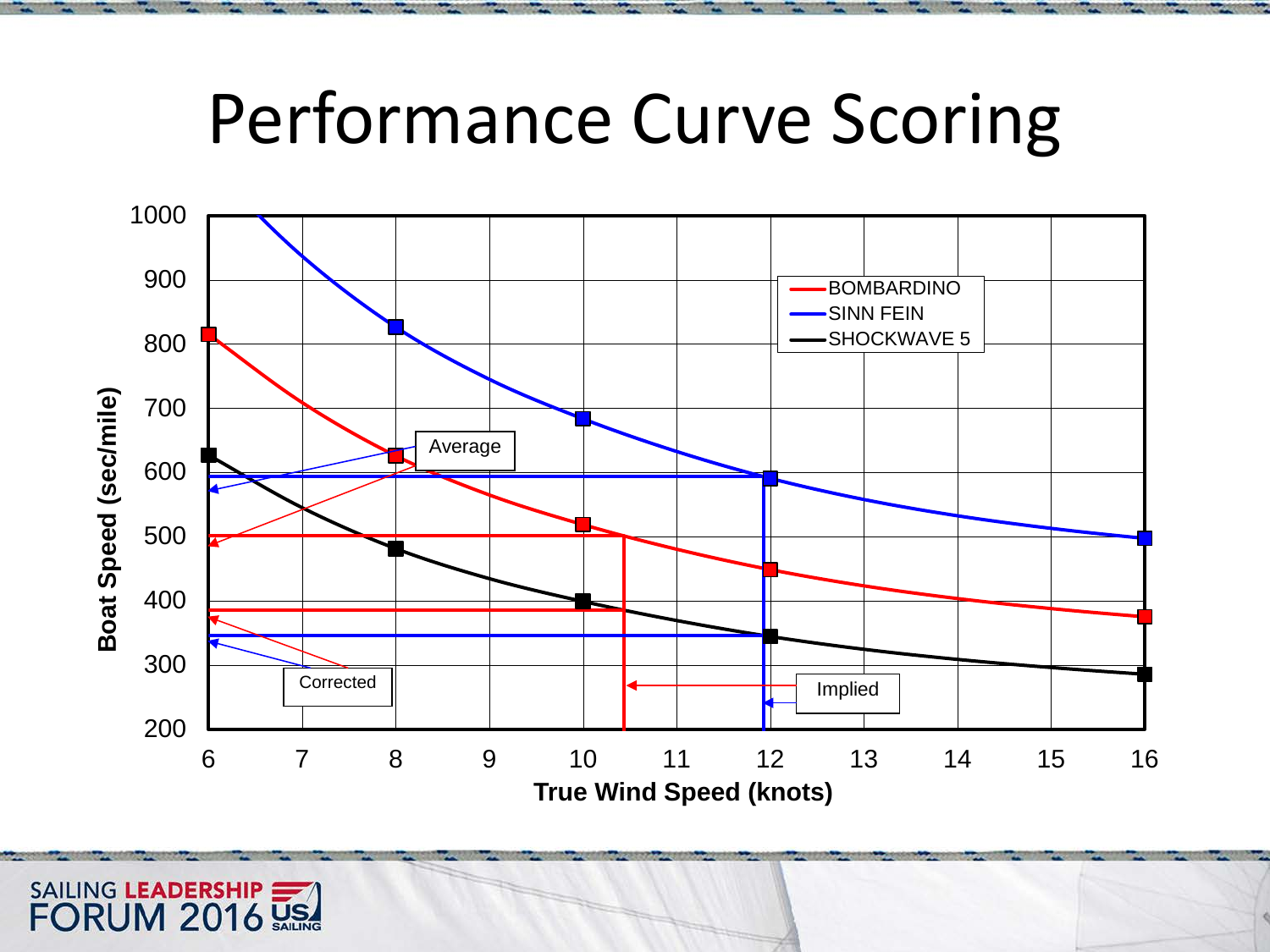# Performance Curve Scoring

Boat Speed (sec/mile) vs. True Wind Speed (knots)

- BOMBARDINO
- SINN FEIN
- SHOCKWAVE 5

Average

Corrected

Implied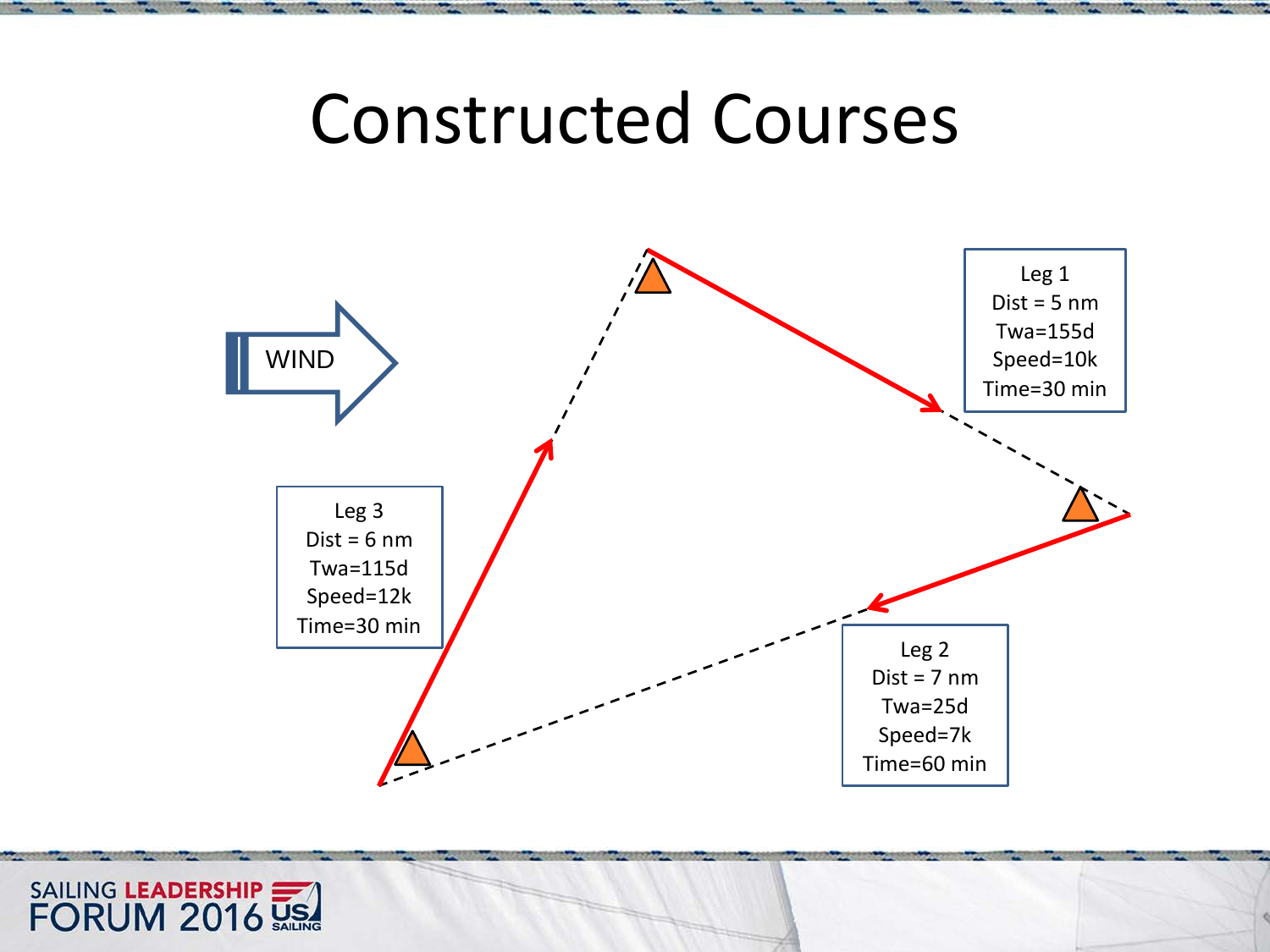# Constructed Courses

WIND

Leg 1
Dist = 5 nm
Twa=155d
Speed=10k
Time=30 min

Leg 2
Dist = 7 nm
Twa=25d
Speed=7k
Time=60 min

Leg 3
Dist = 6 nm
Twa=115d
Speed=12k
Time=30 min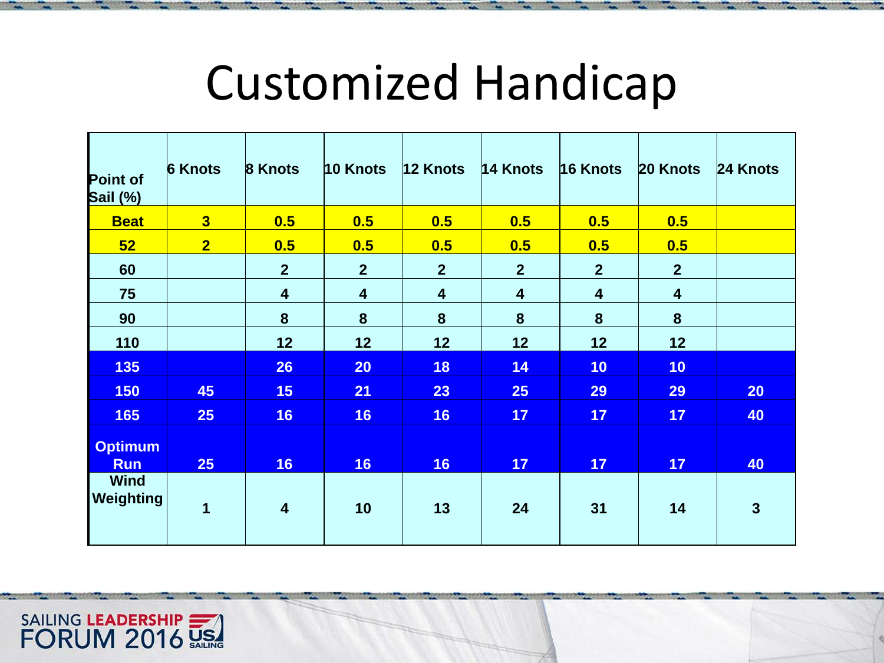# Customized Handicap

| Point of Sail (%) | 6 Knots | 8 Knots | 10 Knots | 12 Knots | 14 Knots | 16 Knots | 20 Knots | 24 Knots |
|---|---|---|---|---|---|---|---|---|
| Beat | 3 | 0.5 | 0.5 | 0.5 | 0.5 | 0.5 | 0.5 | |
| 52 | 2 | 0.5 | 0.5 | 0.5 | 0.5 | 0.5 | 0.5 | |
| 60 | | 2 | 2 | 2 | 2 | 2 | 2 | |
| 75 | | 4 | 4 | 4 | 4 | 4 | 4 | |
| 90 | | 8 | 8 | 8 | 8 | 8 | 8 | |
| 110 | | 12 | 12 | 12 | 12 | 12 | 12 | |
| 135 | | 26 | 20 | 18 | 14 | 10 | 10 | |
| 150 | 45 | 15 | 21 | 23 | 25 | 29 | 29 | 20 |
| 165 | 25 | 16 | 16 | 16 | 17 | 17 | 17 | 40 |
| Optimum Run | 25 | 16 | 16 | 16 | 17 | 17 | 17 | 40 |
| Wind Weighting | 1 | 4 | 10 | 13 | 24 | 31 | 14 | 3 |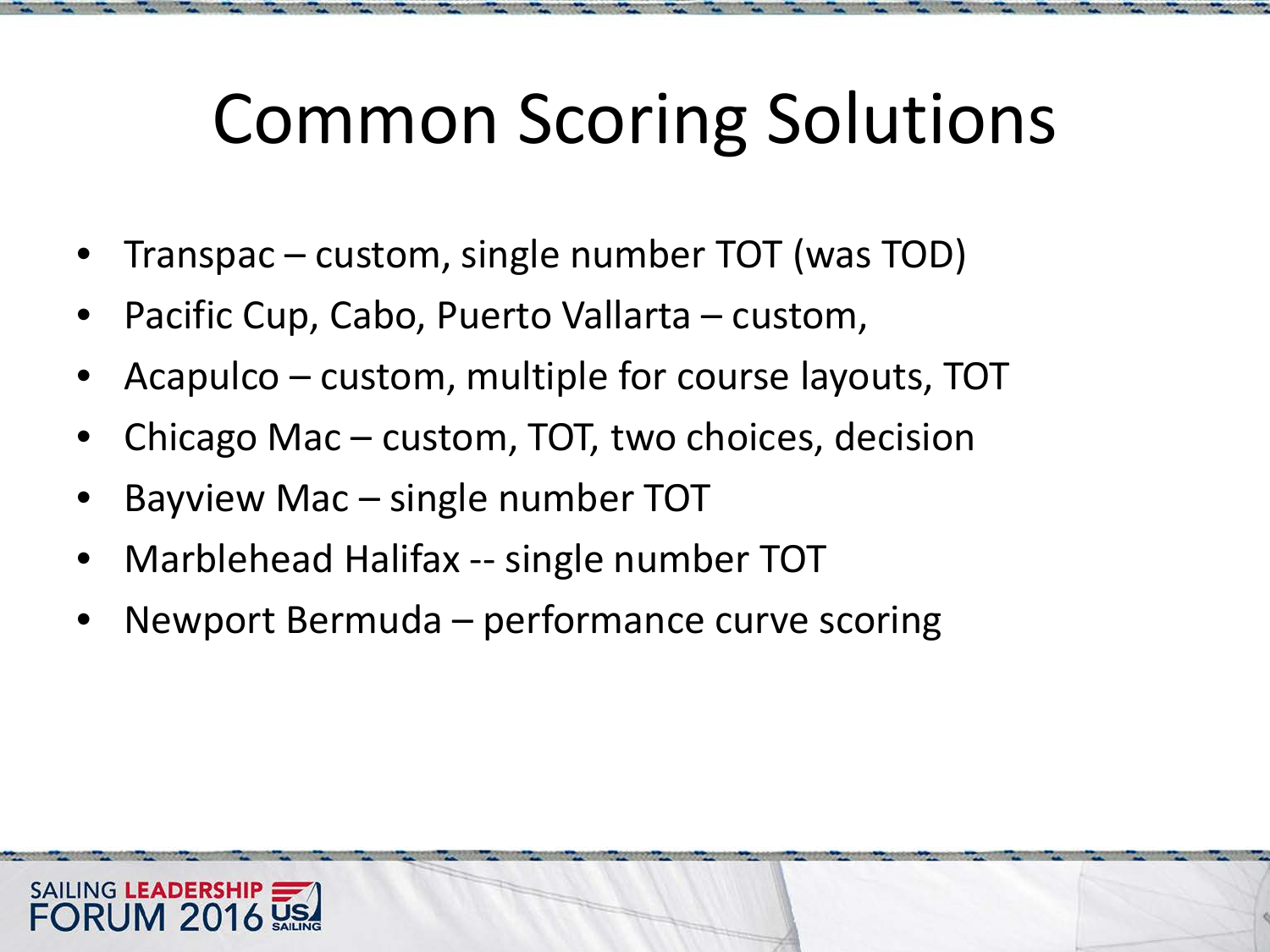# Common Scoring Solutions

- Transpac – custom, single number TOT (was TOD)
- Pacific Cup, Cabo, Puerto Vallarta – custom,
- Acapulco – custom, multiple for course layouts, TOT
- Chicago Mac – custom, TOT, two choices, decision
- Bayview Mac – single number TOT
- Marblehead Halifax -- single number TOT
- Newport Bermuda – performance curve scoring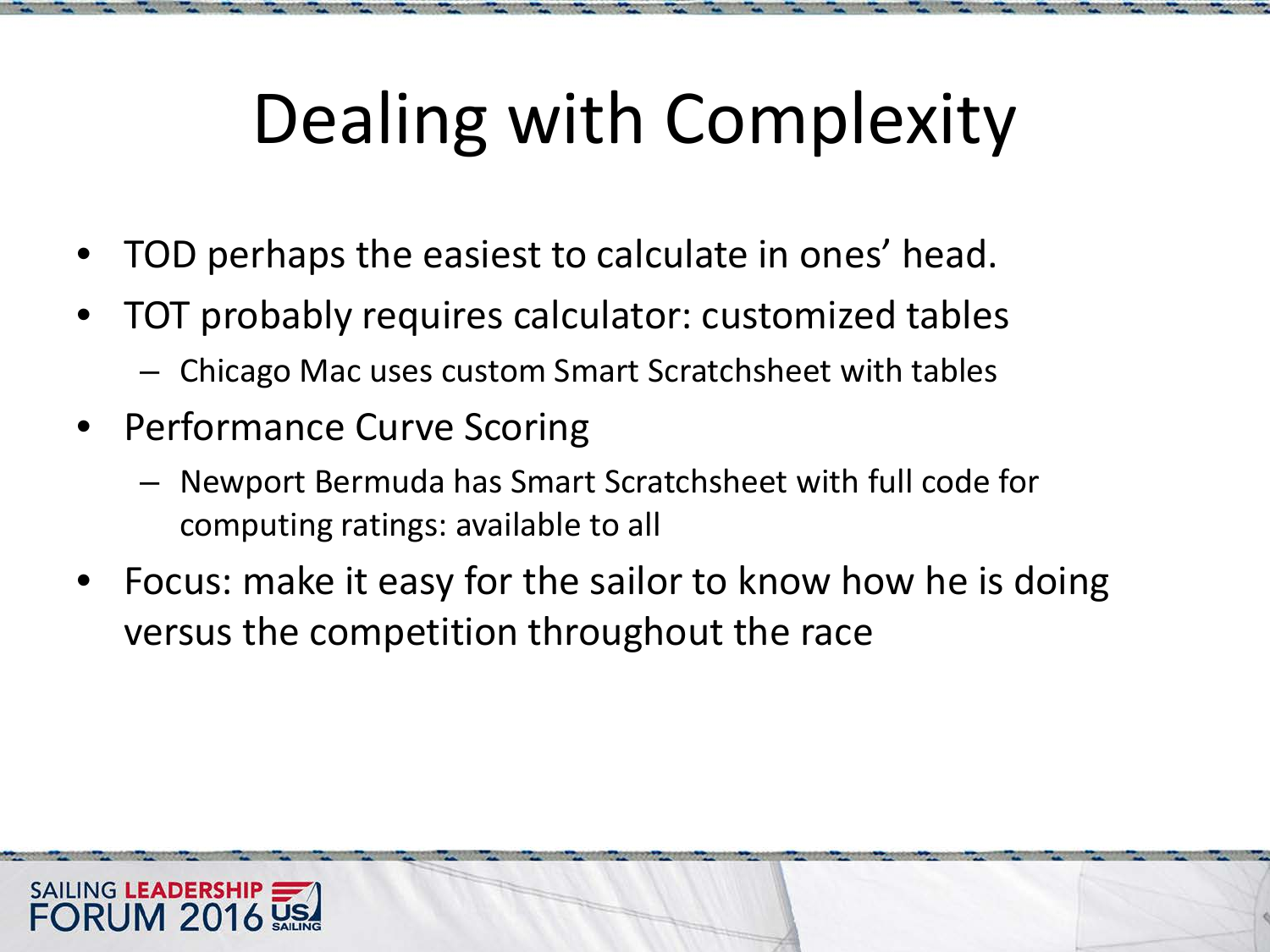# Dealing with Complexity

- TOD perhaps the easiest to calculate in ones' head.
- TOT probably requires calculator: customized tables
  - Chicago Mac uses custom Smart Scratchsheet with tables
- Performance Curve Scoring
  - Newport Bermuda has Smart Scratchsheet with full code for computing ratings: available to all
- Focus: make it easy for the sailor to know how he is doing versus the competition throughout the race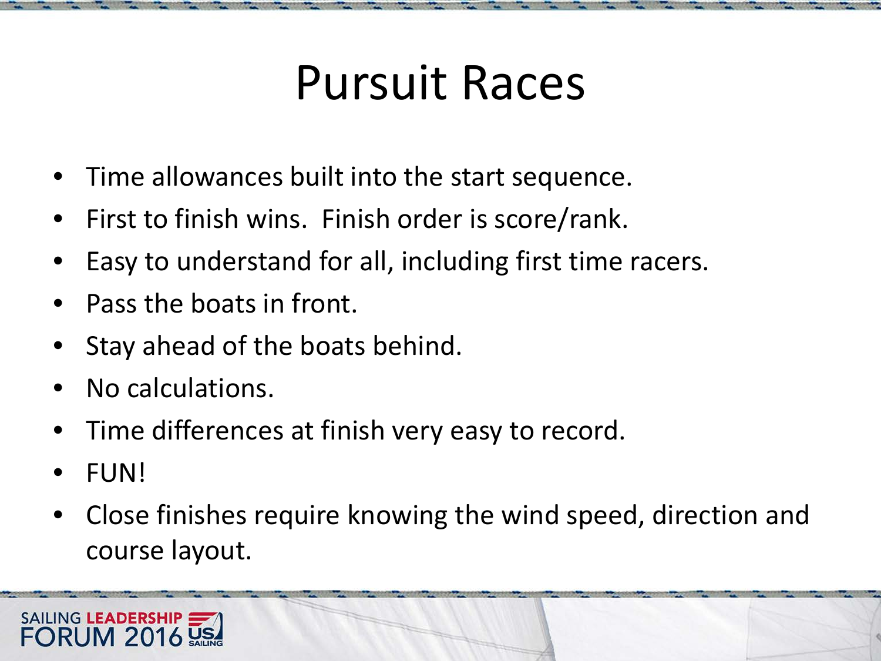# Pursuit Races

- Time allowances built into the start sequence.
- First to finish wins.  Finish order is score/rank.
- Easy to understand for all, including first time racers.
- Pass the boats in front.
- Stay ahead of the boats behind.
- No calculations.
- Time differences at finish very easy to record.
- FUN!
- Close finishes require knowing the wind speed, direction and course layout.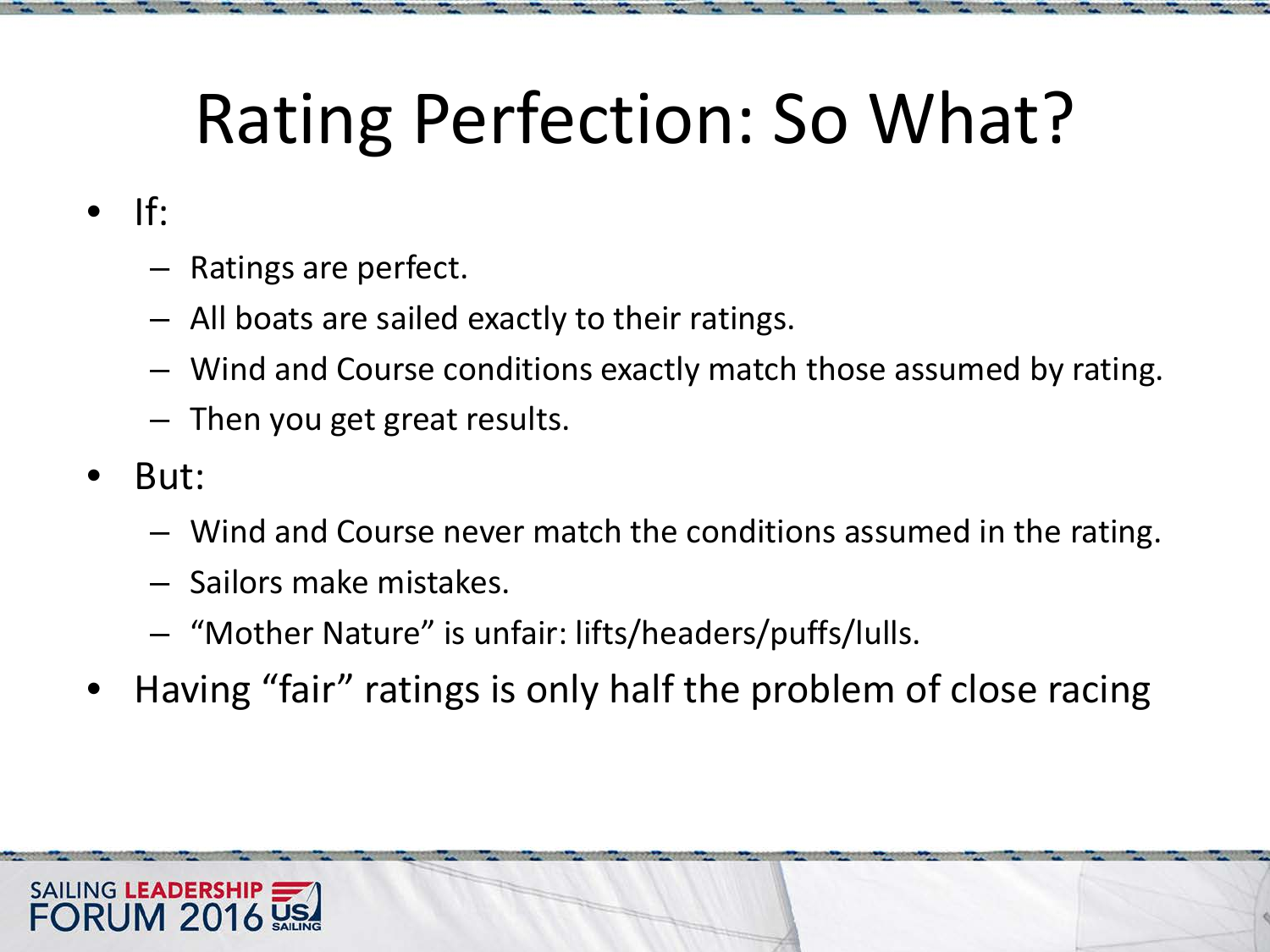# Rating Perfection: So What?

- If:
  - Ratings are perfect.
  - All boats are sailed exactly to their ratings.
  - Wind and Course conditions exactly match those assumed by rating.
  - Then you get great results.
- But:
  - Wind and Course never match the conditions assumed in the rating.
  - Sailors make mistakes.
  - "Mother Nature" is unfair: lifts/headers/puffs/lulls.
- Having "fair" ratings is only half the problem of close racing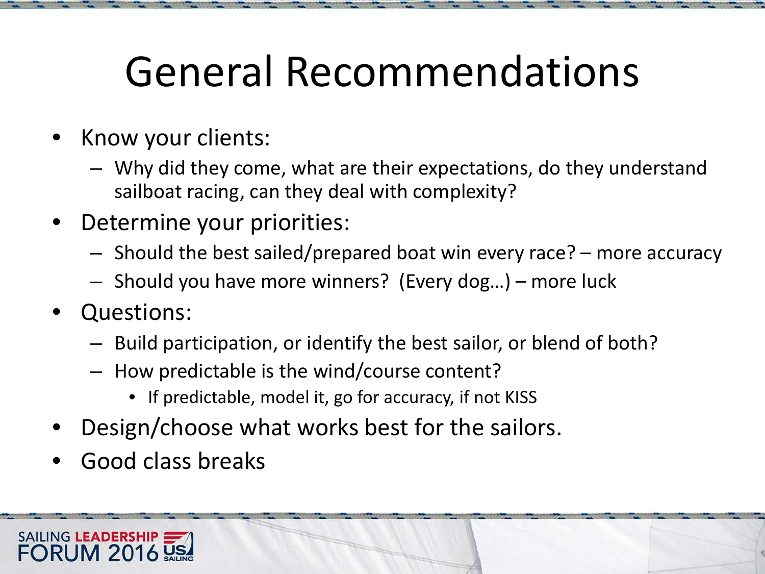# General Recommendations

- Know your clients:
  - Why did they come, what are their expectations, do they understand sailboat racing, can they deal with complexity?
- Determine your priorities:
  - Should the best sailed/prepared boat win every race? – more accuracy
  - Should you have more winners? (Every dog…) – more luck
- Questions:
  - Build participation, or identify the best sailor, or blend of both?
  - How predictable is the wind/course content?
    - If predictable, model it, go for accuracy, if not KISS
- Design/choose what works best for the sailors.
- Good class breaks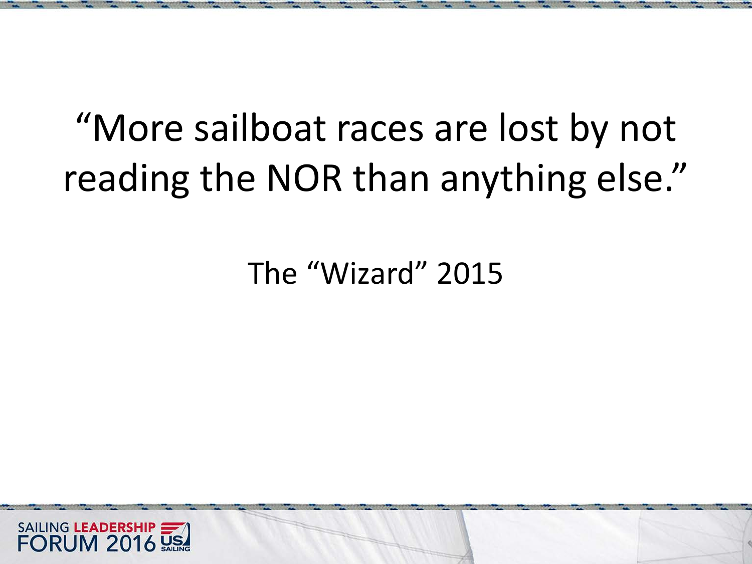“More sailboat races are lost by not reading the NOR than anything else.”

The “Wizard” 2015